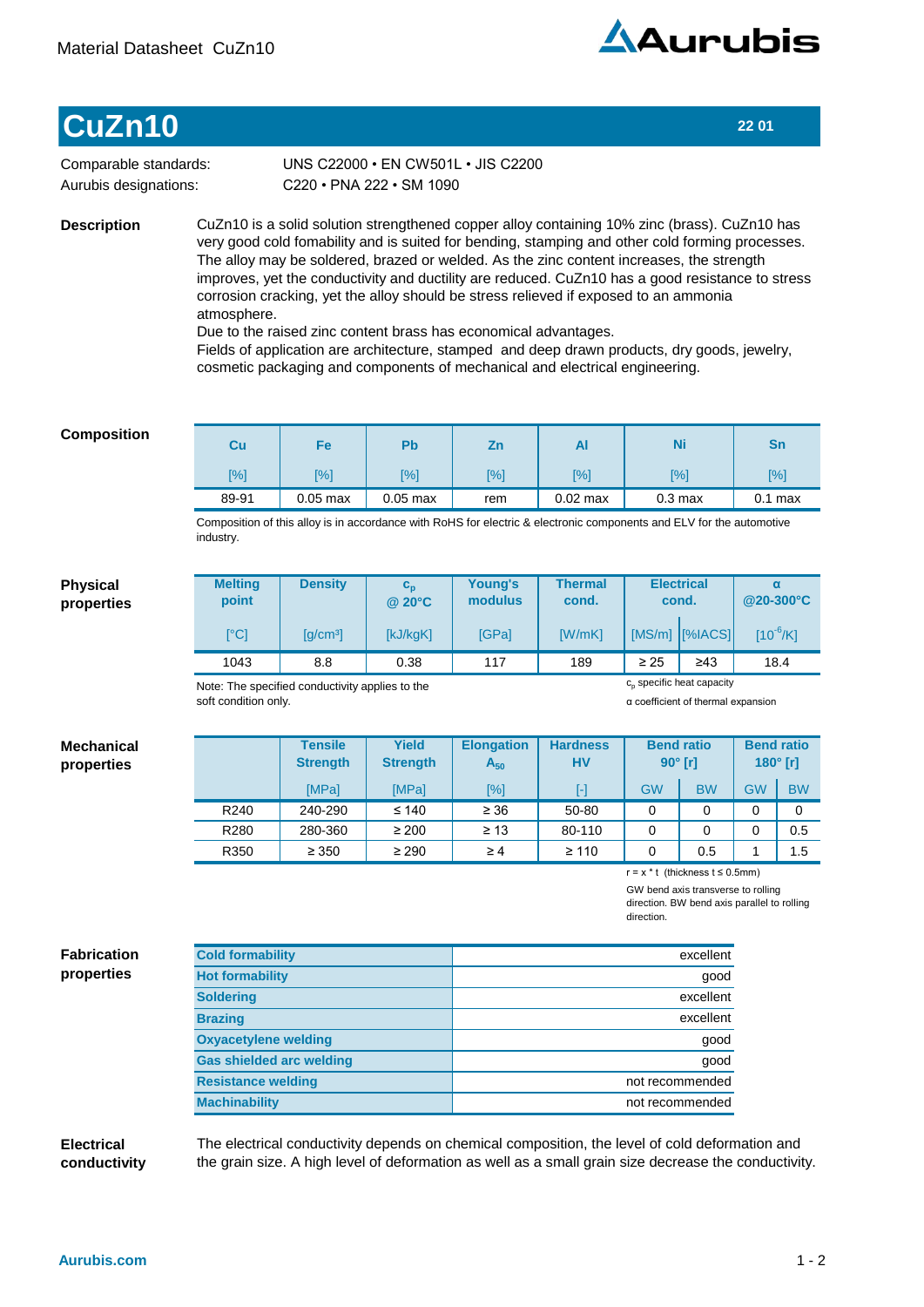# CuZn10

22 01

Comparable standards: UNS C22000 • EN CW501L • JIS C2200

Aurubis designations: C220 • PNA 222 • SM 1090

## Description

CuZn10 is a solid solution strengthened copper alloy containing 10% zinc (brass). CuZn10 has very good cold fomability and is suited for bending, stamping and other cold forming processes. The alloy may be soldered, brazed or welded. As the zinc content increases, the strength improves, yet the conductivity and ductility are reduced. CuZn10 has a good resistance to stress corrosion cracking, yet the alloy should be stress relieved if exposed to an ammonia atmosphere.
Due to the raised zinc content brass has economical advantages.
Fields of application are architecture, stamped and deep drawn products, dry goods, jewelry, cosmetic packaging and components of mechanical and electrical engineering.

## Composition

| Cu | Fe | Pb | Zn | Al | Ni | Sn |
|---|---|---|---|---|---|---|
| [%] | [%] | [%] | [%] | [%] | [%] | [%] |
| 89-91 | 0.05 max | 0.05 max | rem | 0.02 max | 0.3 max | 0.1 max |

Composition of this alloy is in accordance with RoHS for electric & electronic components and ELV for the automotive industry.

## Physical properties

| Melting point | Density | $c_p$ @ 20°C | Young's modulus | Thermal cond. | Electrical cond. | | α @20-300°C |
|---|---|---|---|---|---|---|---|
| [°C] | [g/cm³] | [kJ/kgK] | [GPa] | [W/mK] | [MS/m] | [%IACS] | [$10^{-6}$/K] |
| 1043 | 8.8 | 0.38 | 117 | 189 | ≥ 25 | ≥43 | 18.4 |

Note: The specified conductivity applies to the soft condition only.

$c_p$ specific heat capacity
α coefficient of thermal expansion

## Mechanical properties

| | Tensile Strength | Yield Strength | Elongation $A_{50}$ | Hardness HV | Bend ratio 90° [r] | | Bend ratio 180° [r] | |
|---|---|---|---|---|---|---|---|---|
| | [MPa] | [MPa] | [%] | [-] | GW | BW | GW | BW |
| R240 | 240-290 | ≤ 140 | ≥ 36 | 50-80 | 0 | 0 | 0 | 0 |
| R280 | 280-360 | ≥ 200 | ≥ 13 | 80-110 | 0 | 0 | 0 | 0.5 |
| R350 | ≥ 350 | ≥ 290 | ≥ 4 | ≥ 110 | 0 | 0.5 | 1 | 1.5 |

r = x * t (thickness t ≤ 0.5mm)

GW bend axis transverse to rolling direction. BW bend axis parallel to rolling direction.

## Fabrication properties

| | |
|---|---|
| Cold formability | excellent |
| Hot formability | good |
| Soldering | excellent |
| Brazing | excellent |
| Oxyacetylene welding | good |
| Gas shielded arc welding | good |
| Resistance welding | not recommended |
| Machinability | not recommended |

## Electrical conductivity

The electrical conductivity depends on chemical composition, the level of cold deformation and the grain size. A high level of deformation as well as a small grain size decrease the conductivity.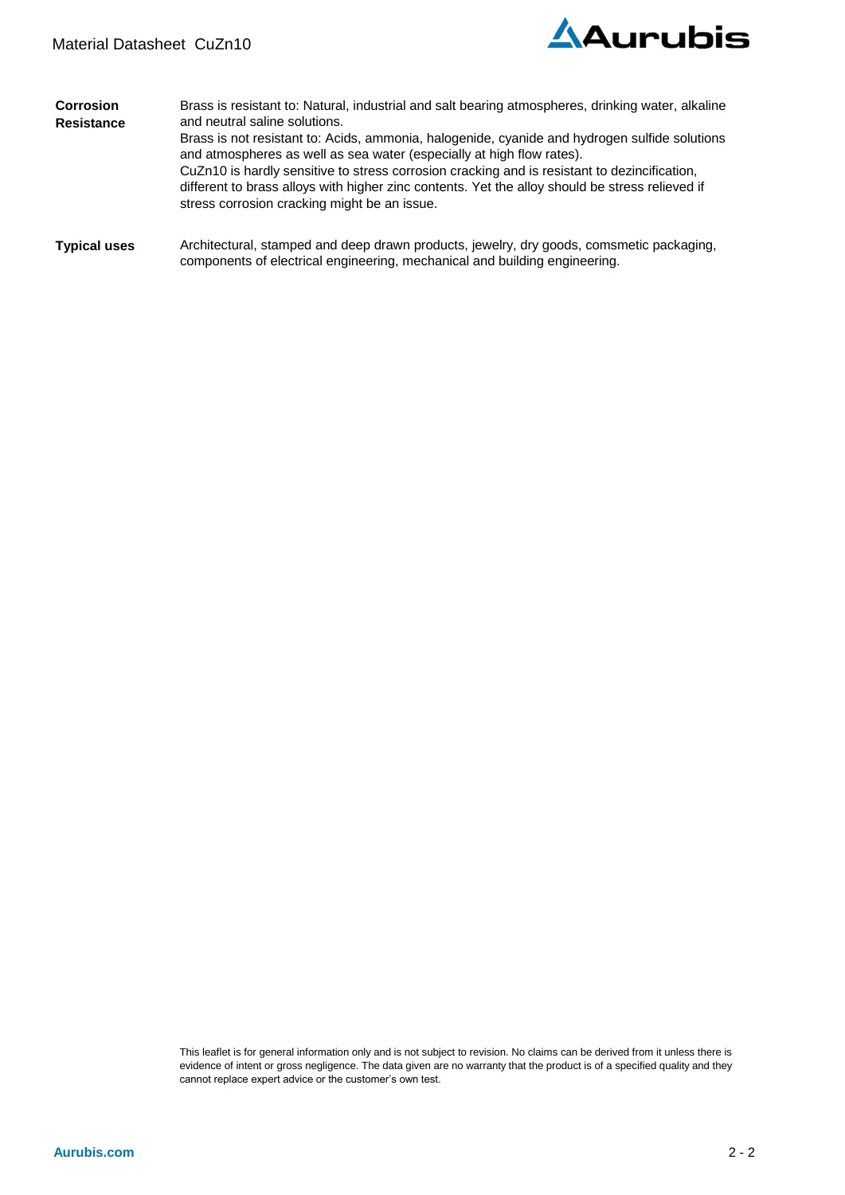**Corrosion Resistance**

Brass is resistant to: Natural, industrial and salt bearing atmospheres, drinking water, alkaline and neutral saline solutions.
Brass is not resistant to: Acids, ammonia, halogenide, cyanide and hydrogen sulfide solutions and atmospheres as well as sea water (especially at high flow rates).
CuZn10 is hardly sensitive to stress corrosion cracking and is resistant to dezincification, different to brass alloys with higher zinc contents. Yet the alloy should be stress relieved if stress corrosion cracking might be an issue.

**Typical uses**

Architectural, stamped and deep drawn products, jewelry, dry goods, comsmetic packaging, components of electrical engineering, mechanical and building engineering.

This leaflet is for general information only and is not subject to revision. No claims can be derived from it unless there is evidence of intent or gross negligence. The data given are no warranty that the product is of a specified quality and they cannot replace expert advice or the customer's own test.